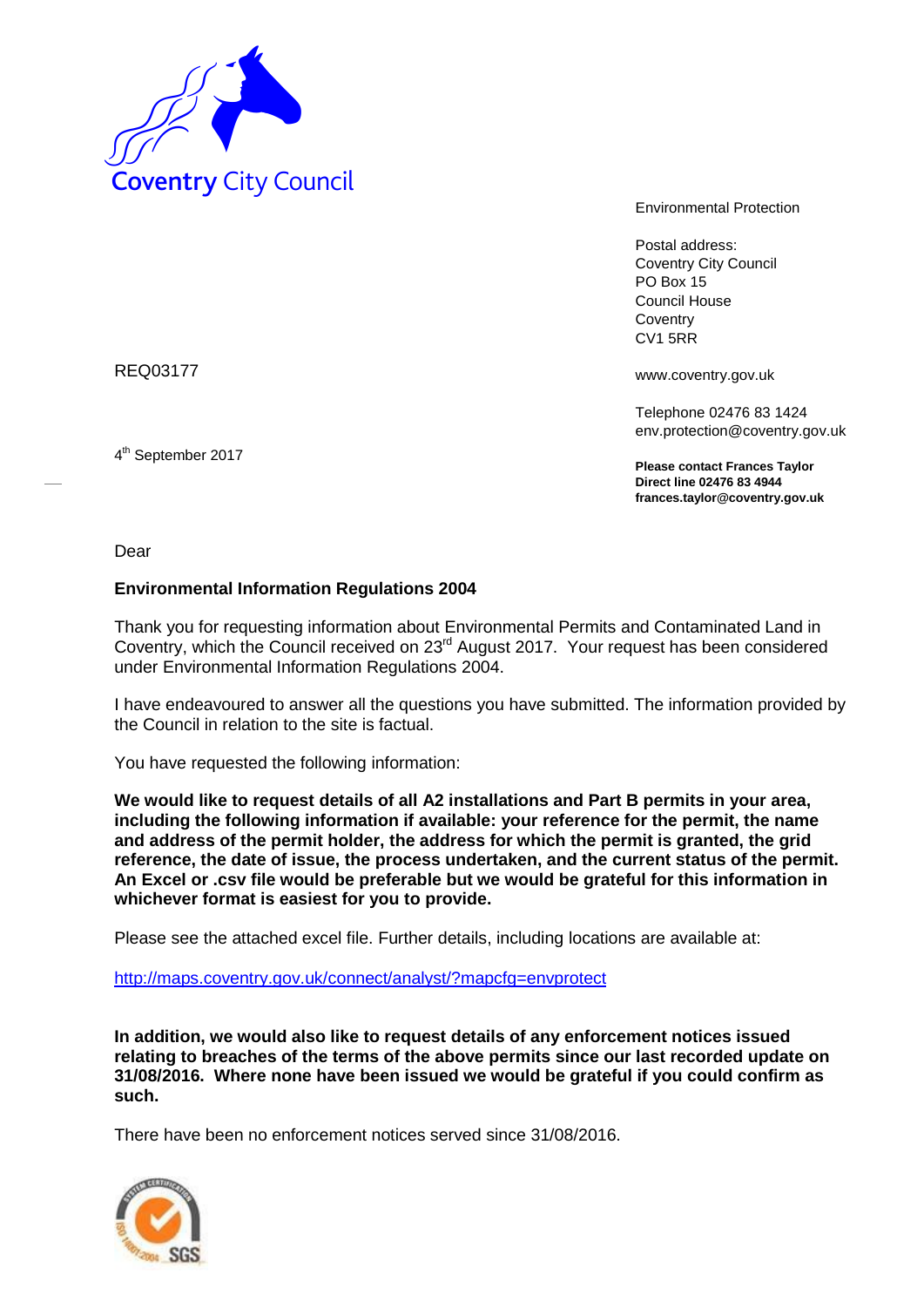Coventry City Council

Environmental Protection

Postal address:
Coventry City Council
PO Box 15
Council House
Coventry
CV1 5RR

www.coventry.gov.uk

Telephone 02476 83 1424
env.protection@coventry.gov.uk

**Please contact Frances Taylor**
**Direct line 02476 83 4944**
**frances.taylor@coventry.gov.uk**

REQ03177

4th September 2017

Dear

**Environmental Information Regulations 2004**

Thank you for requesting information about Environmental Permits and Contaminated Land in Coventry, which the Council received on 23rd August 2017. Your request has been considered under Environmental Information Regulations 2004.

I have endeavoured to answer all the questions you have submitted. The information provided by the Council in relation to the site is factual.

You have requested the following information:

**We would like to request details of all A2 installations and Part B permits in your area, including the following information if available: your reference for the permit, the name and address of the permit holder, the address for which the permit is granted, the grid reference, the date of issue, the process undertaken, and the current status of the permit. An Excel or .csv file would be preferable but we would be grateful for this information in whichever format is easiest for you to provide.**

Please see the attached excel file. Further details, including locations are available at:

http://maps.coventry.gov.uk/connect/analyst/?mapcfg=envprotect

**In addition, we would also like to request details of any enforcement notices issued relating to breaches of the terms of the above permits since our last recorded update on 31/08/2016. Where none have been issued we would be grateful if you could confirm as such.**

There have been no enforcement notices served since 31/08/2016.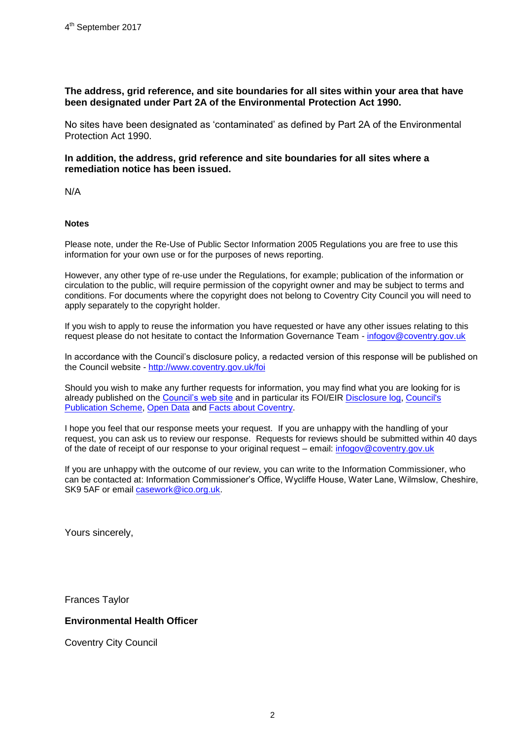4th September 2017

**The address, grid reference, and site boundaries for all sites within your area that have been designated under Part 2A of the Environmental Protection Act 1990.**

No sites have been designated as 'contaminated' as defined by Part 2A of the Environmental Protection Act 1990.

**In addition, the address, grid reference and site boundaries for all sites where a remediation notice has been issued.**

N/A

**Notes**

Please note, under the Re-Use of Public Sector Information 2005 Regulations you are free to use this information for your own use or for the purposes of news reporting.

However, any other type of re-use under the Regulations, for example; publication of the information or circulation to the public, will require permission of the copyright owner and may be subject to terms and conditions. For documents where the copyright does not belong to Coventry City Council you will need to apply separately to the copyright holder.

If you wish to apply to reuse the information you have requested or have any other issues relating to this request please do not hesitate to contact the Information Governance Team - infogov@coventry.gov.uk

In accordance with the Council's disclosure policy, a redacted version of this response will be published on the Council website - http://www.coventry.gov.uk/foi

Should you wish to make any further requests for information, you may find what you are looking for is already published on the Council's web site and in particular its FOI/EIR Disclosure log, Council's Publication Scheme, Open Data and Facts about Coventry.

I hope you feel that our response meets your request. If you are unhappy with the handling of your request, you can ask us to review our response. Requests for reviews should be submitted within 40 days of the date of receipt of our response to your original request – email: infogov@coventry.gov.uk

If you are unhappy with the outcome of our review, you can write to the Information Commissioner, who can be contacted at: Information Commissioner's Office, Wycliffe House, Water Lane, Wilmslow, Cheshire, SK9 5AF or email casework@ico.org.uk.

Yours sincerely,

Frances Taylor

**Environmental Health Officer**

Coventry City Council